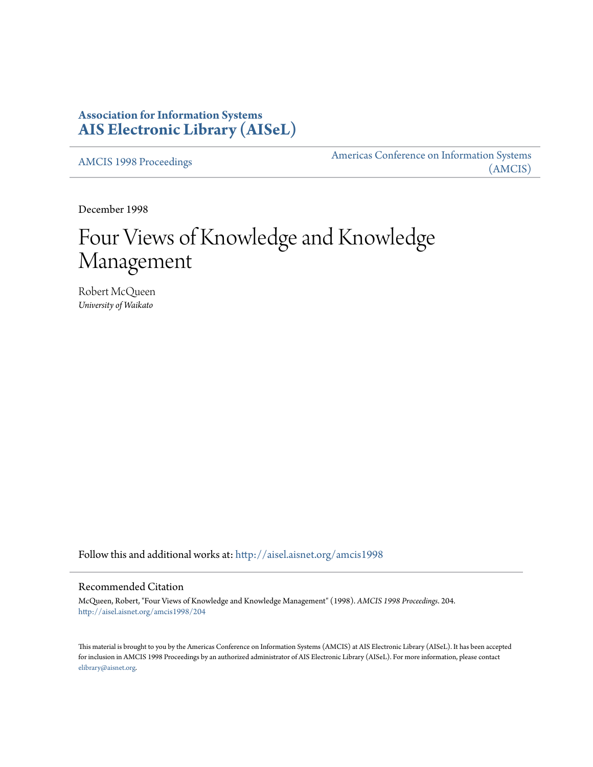**Association for Information Systems**
**AIS Electronic Library (AISeL)**

AMCIS 1998 Proceedings | Americas Conference on Information Systems (AMCIS)

December 1998

# Four Views of Knowledge and Knowledge Management

Robert McQueen
*University of Waikato*

Follow this and additional works at: http://aisel.aisnet.org/amcis1998

## Recommended Citation

McQueen, Robert, "Four Views of Knowledge and Knowledge Management" (1998). *AMCIS 1998 Proceedings*. 204.
http://aisel.aisnet.org/amcis1998/204

This material is brought to you by the Americas Conference on Information Systems (AMCIS) at AIS Electronic Library (AISeL). It has been accepted for inclusion in AMCIS 1998 Proceedings by an authorized administrator of AIS Electronic Library (AISeL). For more information, please contact elibrary@aisnet.org.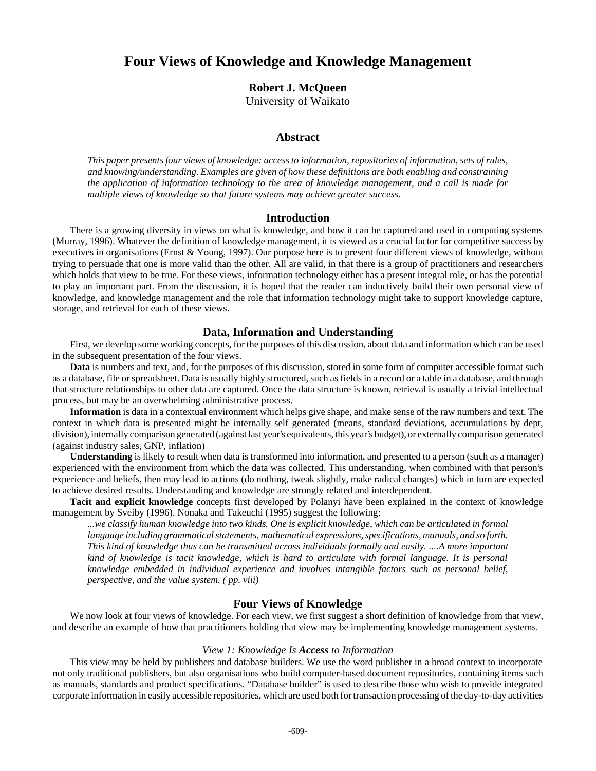# Four Views of Knowledge and Knowledge Management

**Robert J. McQueen**
University of Waikato

## Abstract

*This paper presents four views of knowledge: access to information, repositories of information, sets of rules, and knowing/understanding. Examples are given of how these definitions are both enabling and constraining the application of information technology to the area of knowledge management, and a call is made for multiple views of knowledge so that future systems may achieve greater success.*

## Introduction

There is a growing diversity in views on what is knowledge, and how it can be captured and used in computing systems (Murray, 1996). Whatever the definition of knowledge management, it is viewed as a crucial factor for competitive success by executives in organisations (Ernst & Young, 1997). Our purpose here is to present four different views of knowledge, without trying to persuade that one is more valid than the other. All are valid, in that there is a group of practitioners and researchers which holds that view to be true. For these views, information technology either has a present integral role, or has the potential to play an important part. From the discussion, it is hoped that the reader can inductively build their own personal view of knowledge, and knowledge management and the role that information technology might take to support knowledge capture, storage, and retrieval for each of these views.

## Data, Information and Understanding

First, we develop some working concepts, for the purposes of this discussion, about data and information which can be used in the subsequent presentation of the four views.

**Data** is numbers and text, and, for the purposes of this discussion, stored in some form of computer accessible format such as a database, file or spreadsheet. Data is usually highly structured, such as fields in a record or a table in a database, and through that structure relationships to other data are captured. Once the data structure is known, retrieval is usually a trivial intellectual process, but may be an overwhelming administrative process.

**Information** is data in a contextual environment which helps give shape, and make sense of the raw numbers and text. The context in which data is presented might be internally self generated (means, standard deviations, accumulations by dept, division), internally comparison generated (against last year's equivalents, this year's budget), or externally comparison generated (against industry sales, GNP, inflation)

**Understanding** is likely to result when data is transformed into information, and presented to a person (such as a manager) experienced with the environment from which the data was collected. This understanding, when combined with that person's experience and beliefs, then may lead to actions (do nothing, tweak slightly, make radical changes) which in turn are expected to achieve desired results. Understanding and knowledge are strongly related and interdependent.

**Tacit and explicit knowledge** concepts first developed by Polanyi have been explained in the context of knowledge management by Sveiby (1996). Nonaka and Takeuchi (1995) suggest the following:

> *...we classify human knowledge into two kinds. One is explicit knowledge, which can be articulated in formal language including grammatical statements, mathematical expressions, specifications, manuals, and so forth. This kind of knowledge thus can be transmitted across individuals formally and easily. ....A more important kind of knowledge is tacit knowledge, which is hard to articulate with formal language. It is personal knowledge embedded in individual experience and involves intangible factors such as personal belief, perspective, and the value system. ( pp. viii)*

## Four Views of Knowledge

We now look at four views of knowledge. For each view, we first suggest a short definition of knowledge from that view, and describe an example of how that practitioners holding that view may be implementing knowledge management systems.

### *View 1: Knowledge Is **Access** to Information*

This view may be held by publishers and database builders. We use the word publisher in a broad context to incorporate not only traditional publishers, but also organisations who build computer-based document repositories, containing items such as manuals, standards and product specifications. "Database builder" is used to describe those who wish to provide integrated corporate information in easily accessible repositories, which are used both for transaction processing of the day-to-day activities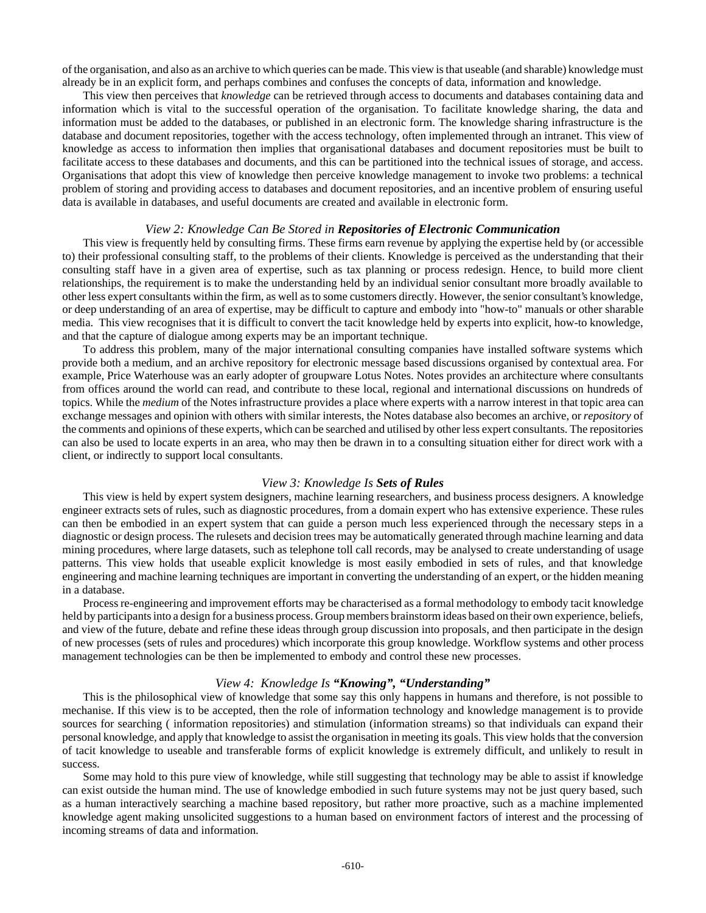of the organisation, and also as an archive to which queries can be made. This view is that useable (and sharable) knowledge must already be in an explicit form, and perhaps combines and confuses the concepts of data, information and knowledge.

This view then perceives that *knowledge* can be retrieved through access to documents and databases containing data and information which is vital to the successful operation of the organisation. To facilitate knowledge sharing, the data and information must be added to the databases, or published in an electronic form. The knowledge sharing infrastructure is the database and document repositories, together with the access technology, often implemented through an intranet. This view of knowledge as access to information then implies that organisational databases and document repositories must be built to facilitate access to these databases and documents, and this can be partitioned into the technical issues of storage, and access. Organisations that adopt this view of knowledge then perceive knowledge management to invoke two problems: a technical problem of storing and providing access to databases and document repositories, and an incentive problem of ensuring useful data is available in databases, and useful documents are created and available in electronic form.

### *View 2: Knowledge Can Be Stored in **Repositories of Electronic Communication***

This view is frequently held by consulting firms. These firms earn revenue by applying the expertise held by (or accessible to) their professional consulting staff, to the problems of their clients. Knowledge is perceived as the understanding that their consulting staff have in a given area of expertise, such as tax planning or process redesign. Hence, to build more client relationships, the requirement is to make the understanding held by an individual senior consultant more broadly available to other less expert consultants within the firm, as well as to some customers directly. However, the senior consultant's knowledge, or deep understanding of an area of expertise, may be difficult to capture and embody into "how-to" manuals or other sharable media. This view recognises that it is difficult to convert the tacit knowledge held by experts into explicit, how-to knowledge, and that the capture of dialogue among experts may be an important technique.

To address this problem, many of the major international consulting companies have installed software systems which provide both a medium, and an archive repository for electronic message based discussions organised by contextual area. For example, Price Waterhouse was an early adopter of groupware Lotus Notes. Notes provides an architecture where consultants from offices around the world can read, and contribute to these local, regional and international discussions on hundreds of topics. While the *medium* of the Notes infrastructure provides a place where experts with a narrow interest in that topic area can exchange messages and opinion with others with similar interests, the Notes database also becomes an archive, or *repository* of the comments and opinions of these experts, which can be searched and utilised by other less expert consultants. The repositories can also be used to locate experts in an area, who may then be drawn in to a consulting situation either for direct work with a client, or indirectly to support local consultants.

### *View 3: Knowledge Is **Sets of Rules***

This view is held by expert system designers, machine learning researchers, and business process designers. A knowledge engineer extracts sets of rules, such as diagnostic procedures, from a domain expert who has extensive experience. These rules can then be embodied in an expert system that can guide a person much less experienced through the necessary steps in a diagnostic or design process. The rulesets and decision trees may be automatically generated through machine learning and data mining procedures, where large datasets, such as telephone toll call records, may be analysed to create understanding of usage patterns. This view holds that useable explicit knowledge is most easily embodied in sets of rules, and that knowledge engineering and machine learning techniques are important in converting the understanding of an expert, or the hidden meaning in a database.

Process re-engineering and improvement efforts may be characterised as a formal methodology to embody tacit knowledge held by participants into a design for a business process. Group members brainstorm ideas based on their own experience, beliefs, and view of the future, debate and refine these ideas through group discussion into proposals, and then participate in the design of new processes (sets of rules and procedures) which incorporate this group knowledge. Workflow systems and other process management technologies can be then be implemented to embody and control these new processes.

### *View 4: Knowledge Is **"Knowing", "Understanding"***

This is the philosophical view of knowledge that some say this only happens in humans and therefore, is not possible to mechanise. If this view is to be accepted, then the role of information technology and knowledge management is to provide sources for searching ( information repositories) and stimulation (information streams) so that individuals can expand their personal knowledge, and apply that knowledge to assist the organisation in meeting its goals. This view holds that the conversion of tacit knowledge to useable and transferable forms of explicit knowledge is extremely difficult, and unlikely to result in success.

Some may hold to this pure view of knowledge, while still suggesting that technology may be able to assist if knowledge can exist outside the human mind. The use of knowledge embodied in such future systems may not be just query based, such as a human interactively searching a machine based repository, but rather more proactive, such as a machine implemented knowledge agent making unsolicited suggestions to a human based on environment factors of interest and the processing of incoming streams of data and information.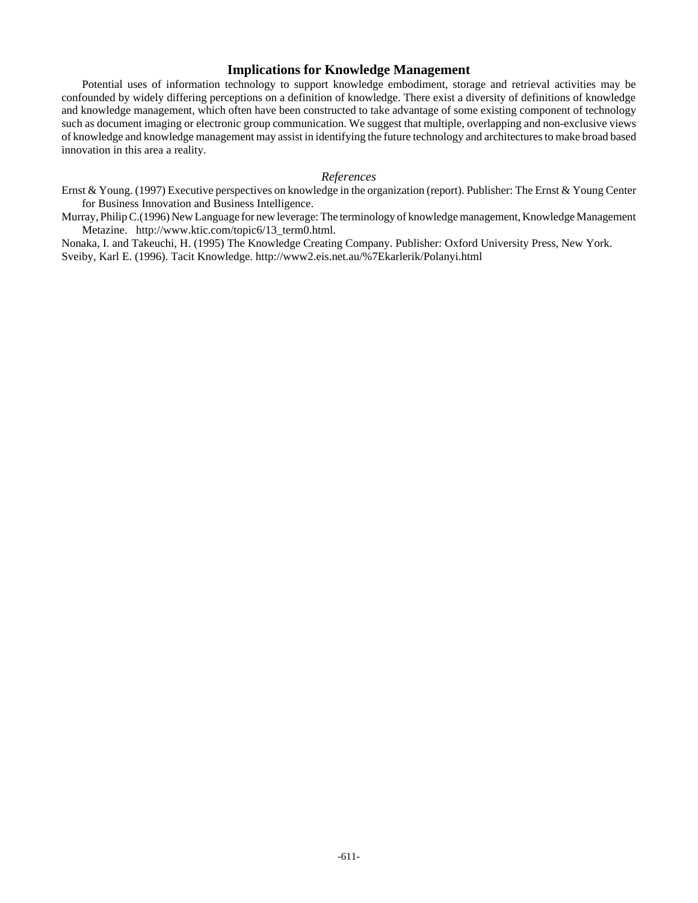## Implications for Knowledge Management

Potential uses of information technology to support knowledge embodiment, storage and retrieval activities may be confounded by widely differing perceptions on a definition of knowledge. There exist a diversity of definitions of knowledge and knowledge management, which often have been constructed to take advantage of some existing component of technology such as document imaging or electronic group communication. We suggest that multiple, overlapping and non-exclusive views of knowledge and knowledge management may assist in identifying the future technology and architectures to make broad based innovation in this area a reality.

### *References*

Ernst & Young. (1997) Executive perspectives on knowledge in the organization (report). Publisher: The Ernst & Young Center for Business Innovation and Business Intelligence.

Murray, Philip C.(1996) New Language for new leverage: The terminology of knowledge management, Knowledge Management Metazine. http://www.ktic.com/topic6/13_term0.html.

Nonaka, I. and Takeuchi, H. (1995) The Knowledge Creating Company. Publisher: Oxford University Press, New York.

Sveiby, Karl E. (1996). Tacit Knowledge. http://www2.eis.net.au/%7Ekarlerik/Polanyi.html